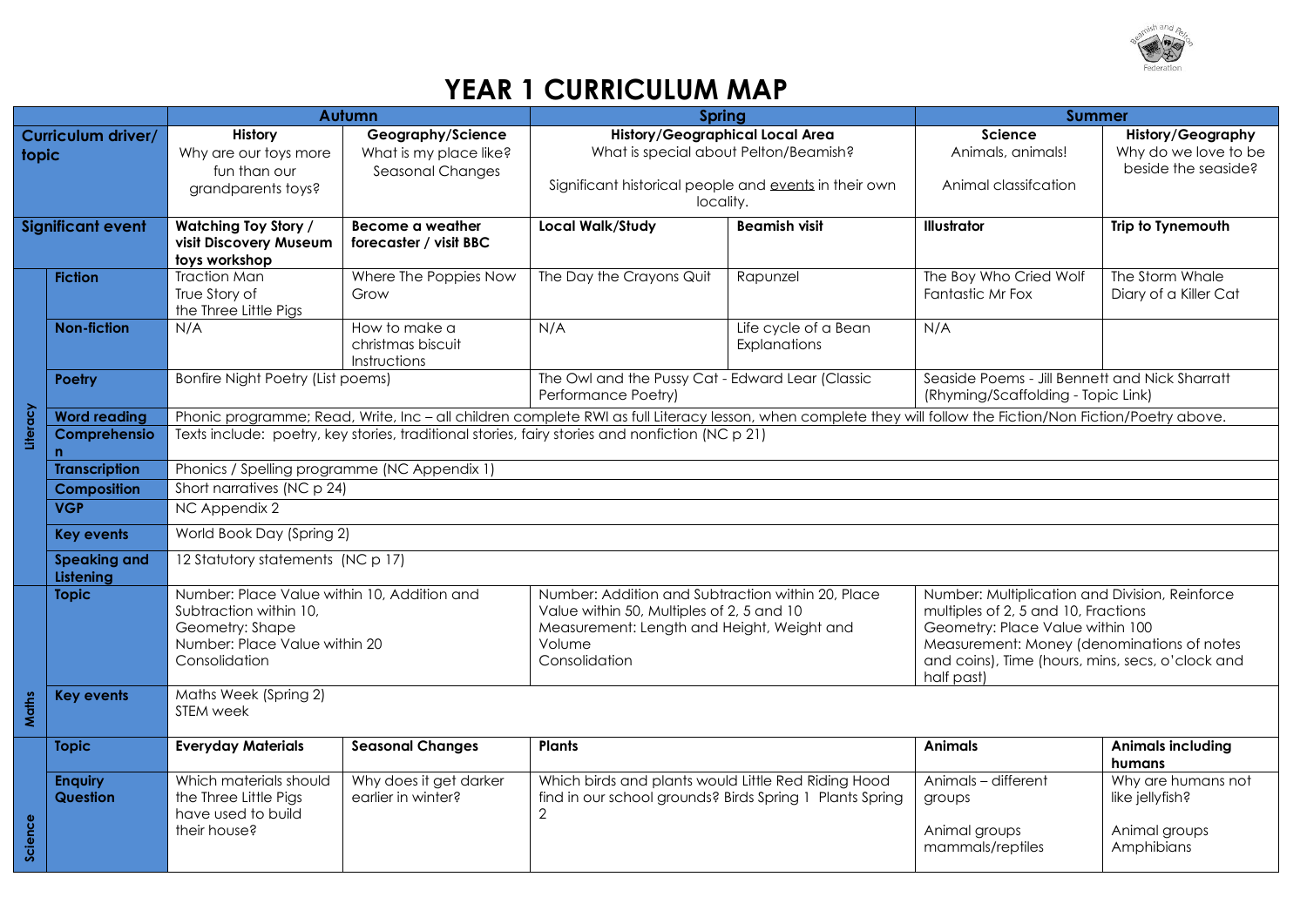# YEAR 1 CURRICULUM MAP

| | | Autumn | | Spring | | Summer | |
|---|---|---|---|---|---|---|---|
| **Curriculum driver/ topic** | | **History** Why are our toys more fun than our grandparents toys? | **Geography/Science** What is my place like? Seasonal Changes | **History/Geographical Local Area** What is special about Pelton/Beamish? Significant historical people and events in their own locality. | | **Science** Animals, animals! Animal classifcation | **History/Geography** Why do we love to be beside the seaside? |
| **Significant event** | | **Watching Toy Story / visit Discovery Museum toys workshop** | **Become a weather forecaster / visit BBC** | **Local Walk/Study** | **Beamish visit** | **Illustrator** | **Trip to Tynemouth** |
| **Literacy** | **Fiction** | Traction Man<br>True Story of the Three Little Pigs | Where The Poppies Now Grow | The Day the Crayons Quit | Rapunzel | The Boy Who Cried Wolf<br>Fantastic Mr Fox | The Storm Whale<br>Diary of a Killer Cat |
| | **Non-fiction** | N/A | How to make a christmas biscuit Instructions | N/A | Life cycle of a Bean Explanations | N/A | |
| | **Poetry** | Bonfire Night Poetry (List poems) | | The Owl and the Pussy Cat - Edward Lear (Classic Performance Poetry) | | Seaside Poems - Jill Bennett and Nick Sharratt (Rhyming/Scaffolding - Topic Link) | |
| | **Word reading** | Phonic programme; Read, Write, Inc – all children complete RWI as full Literacy lesson, when complete they will follow the Fiction/Non Fiction/Poetry above. | | | | | |
| | **Comprehension** | Texts include: poetry, key stories, traditional stories, fairy stories and nonfiction (NC p 21) | | | | | |
| | **Transcription** | Phonics / Spelling programme (NC Appendix 1) | | | | | |
| | **Composition** | Short narratives (NC p 24) | | | | | |
| | **VGP** | NC Appendix 2 | | | | | |
| | **Key events** | World Book Day (Spring 2) | | | | | |
| | **Speaking and Listening** | 12 Statutory statements (NC p 17) | | | | | |
| **Maths** | **Topic** | Number: Place Value within 10, Addition and Subtraction within 10,<br>Geometry: Shape<br>Number: Place Value within 20<br>Consolidation | | Number: Addition and Subtraction within 20, Place Value within 50, Multiples of 2, 5 and 10<br>Measurement: Length and Height, Weight and Volume<br>Consolidation | | Number: Multiplication and Division, Reinforce multiples of 2, 5 and 10, Fractions<br>Geometry: Place Value within 100<br>Measurement: Money (denominations of notes and coins), Time (hours, mins, secs, o'clock and half past) | |
| | **Key events** | Maths Week (Spring 2)<br>STEM week | | | | | |
| **Science** | **Topic** | **Everyday Materials** | **Seasonal Changes** | **Plants** | | **Animals** | **Animals including humans** |
| | **Enquiry Question** | Which materials should the Three Little Pigs have used to build their house? | Why does it get darker earlier in winter? | Which birds and plants would Little Red Riding Hood find in our school grounds? Birds Spring 1 Plants Spring 2 | | Animals – different groups<br>Animal groups mammals/reptiles | Why are humans not like jellyfish?<br>Animal groups Amphibians |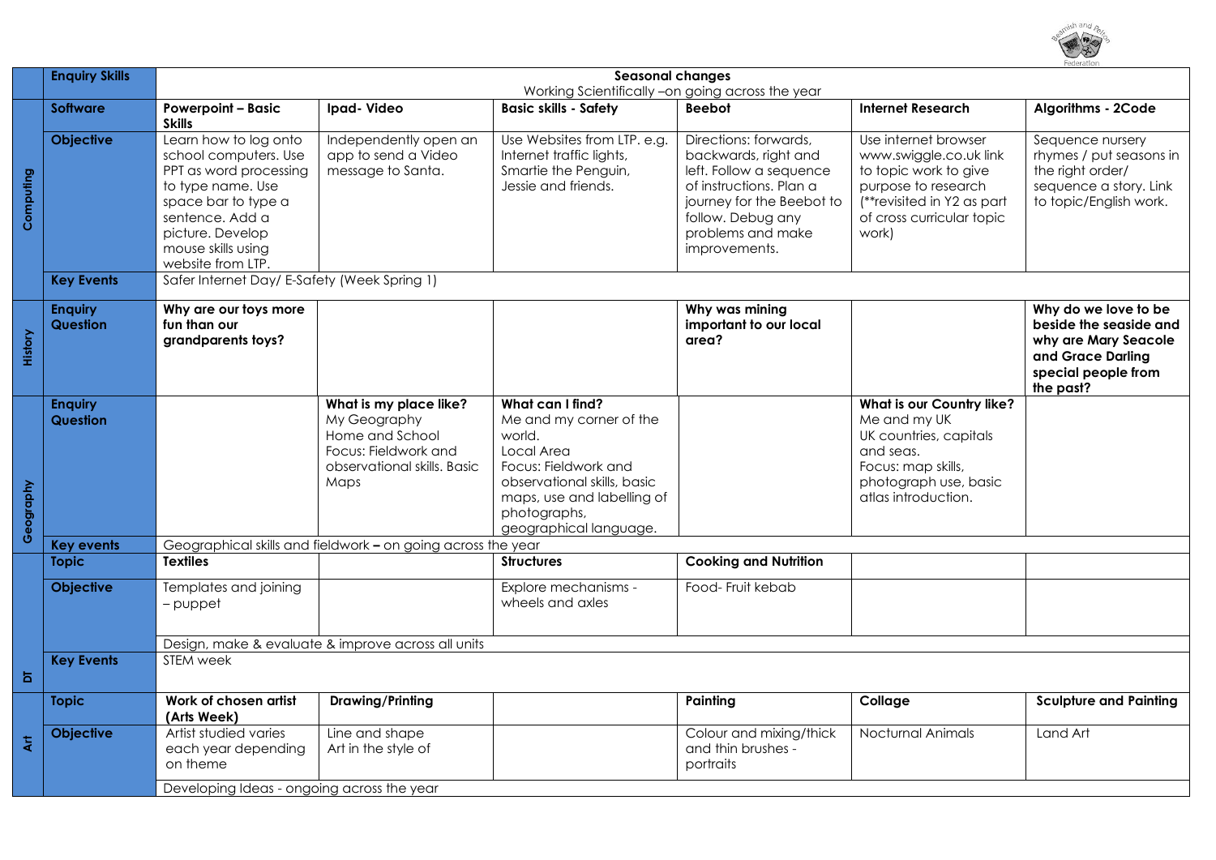| | | | | | | | |
|---|---|---|---|---|---|---|---|
| | **Enquiry Skills** | **Seasonal changes**<br>Working Scientifically –on going across the year | | | | | |
| **Computing** | **Software** | **Powerpoint – Basic Skills** | **Ipad- Video** | **Basic skills - Safety** | **Beebot** | **Internet Research** | **Algorithms - 2Code** |
| | **Objective** | Learn how to log onto school computers. Use PPT as word processing to type name. Use space bar to type a sentence. Add a picture. Develop mouse skills using website from LTP. | Independently open an app to send a Video message to Santa. | Use Websites from LTP. e.g. Internet traffic lights, Smartie the Penguin, Jessie and friends. | Directions: forwards, backwards, right and left. Follow a sequence of instructions. Plan a journey for the Beebot to follow. Debug any problems and make improvements. | Use internet browser www.swiggle.co.uk link to topic work to give purpose to research (**revisited in Y2 as part of cross curricular topic work) | Sequence nursery rhymes / put seasons in the right order/ sequence a story. Link to topic/English work. |
| | **Key Events** | Safer Internet Day/ E-Safety (Week Spring 1) | | | | | |
| **History** | **Enquiry Question** | **Why are our toys more fun than our grandparents toys?** | | | **Why was mining important to our local area?** | | **Why do we love to be beside the seaside and why are Mary Seacole and Grace Darling special people from the past?** |
| **Geography** | **Enquiry Question** | | **What is my place like?**<br>My Geography<br>Home and School<br>Focus: Fieldwork and observational skills. Basic Maps | **What can I find?**<br>Me and my corner of the world.<br>Local Area<br>Focus: Fieldwork and observational skills, basic maps, use and labelling of photographs, geographical language. | | **What is our Country like?**<br>Me and my UK<br>UK countries, capitals and seas.<br>Focus: map skills, photograph use, basic atlas introduction. | |
| | **Key events** | Geographical skills and fieldwork **–** on going across the year | | | | | |
| **DT** | **Topic** | **Textiles** | | **Structures** | **Cooking and Nutrition** | | |
| | **Objective** | Templates and joining – puppet | | Explore mechanisms - wheels and axles | Food- Fruit kebab | | |
| | | Design, make & evaluate & improve across all units | | | | | |
| | **Key Events** | STEM week | | | | | |
| **Art** | **Topic** | **Work of chosen artist (Arts Week)** | **Drawing/Printing** | | **Painting** | **Collage** | **Sculpture and Painting** |
| | **Objective** | Artist studied varies each year depending on theme | Line and shape<br>Art in the style of | | Colour and mixing/thick and thin brushes - portraits | Nocturnal Animals | Land Art |
| | | Developing Ideas - ongoing across the year | | | | | |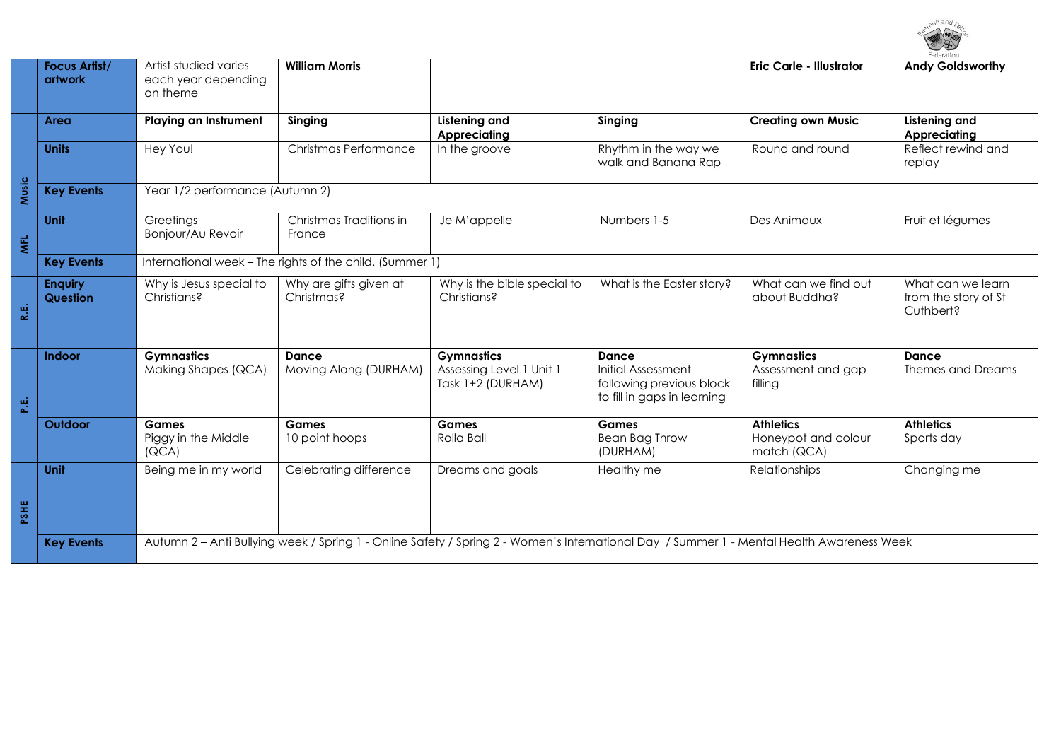| | | | | | | | |
|---|---|---|---|---|---|---|---|
| | **Focus Artist/ artwork** | Artist studied varies each year depending on theme | **William Morris** | | | **Eric Carle - Illustrator** | **Andy Goldsworthy** |
| **Music** | **Area** | **Playing an Instrument** | **Singing** | **Listening and Appreciating** | **Singing** | **Creating own Music** | **Listening and Appreciating** |
| | **Units** | Hey You! | Christmas Performance | In the groove | Rhythm in the way we walk and Banana Rap | Round and round | Reflect rewind and replay |
| | **Key Events** | Year 1/2 performance (Autumn 2) | | | | | |
| **MFL** | **Unit** | Greetings Bonjour/Au Revoir | Christmas Traditions in France | Je M'appelle | Numbers 1-5 | Des Animaux | Fruit et légumes |
| | **Key Events** | International week – The rights of the child. (Summer 1) | | | | | |
| **R.E.** | **Enquiry Question** | Why is Jesus special to Christians? | Why are gifts given at Christmas? | Why is the bible special to Christians? | What is the Easter story? | What can we find out about Buddha? | What can we learn from the story of St Cuthbert? |
| **P.E.** | **Indoor** | **Gymnastics** Making Shapes (QCA) | **Dance** Moving Along (DURHAM) | **Gymnastics** Assessing Level 1 Unit 1 Task 1+2 (DURHAM) | **Dance** Initial Assessment following previous block to fill in gaps in learning | **Gymnastics** Assessment and gap filling | **Dance** Themes and Dreams |
| | **Outdoor** | **Games** Piggy in the Middle (QCA) | **Games** 10 point hoops | **Games** Rolla Ball | **Games** Bean Bag Throw (DURHAM) | **Athletics** Honeypot and colour match (QCA) | **Athletics** Sports day |
| **PSHE** | **Unit** | Being me in my world | Celebrating difference | Dreams and goals | Healthy me | Relationships | Changing me |
| | **Key Events** | Autumn 2 – Anti Bullying week / Spring 1 - Online Safety / Spring 2 - Women's International Day / Summer 1 - Mental Health Awareness Week | | | | | |